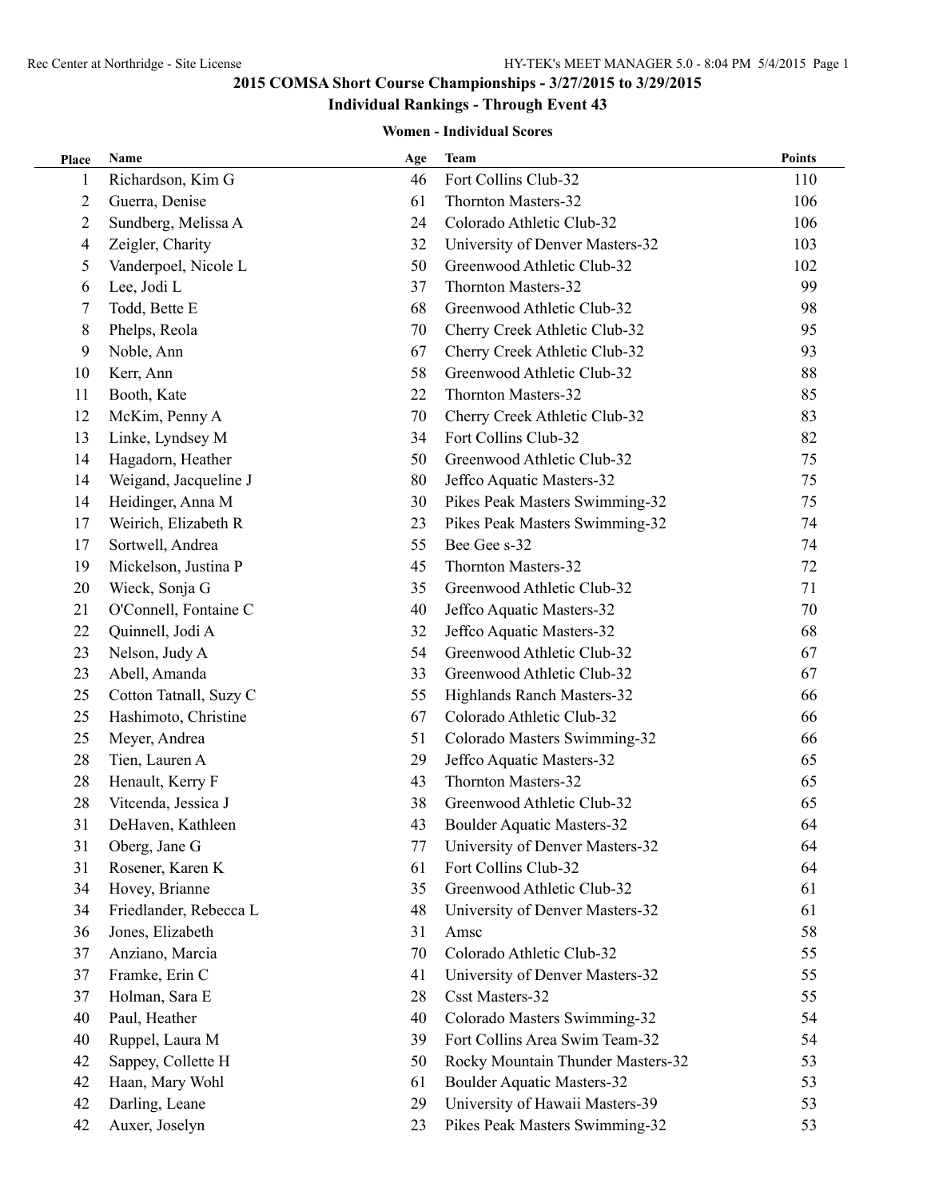## 2015 COMSA Short Course Championships - 3/27/2015 to 3/29/2015

### Individual Rankings - Through Event 43

#### Women - Individual Scores

| Place | Name | Age | Team | Points |
|---|---|---|---|---|
| 1 | Richardson, Kim G | 46 | Fort Collins Club-32 | 110 |
| 2 | Guerra, Denise | 61 | Thornton Masters-32 | 106 |
| 2 | Sundberg, Melissa A | 24 | Colorado Athletic Club-32 | 106 |
| 4 | Zeigler, Charity | 32 | University of Denver Masters-32 | 103 |
| 5 | Vanderpoel, Nicole L | 50 | Greenwood Athletic Club-32 | 102 |
| 6 | Lee, Jodi L | 37 | Thornton Masters-32 | 99 |
| 7 | Todd, Bette E | 68 | Greenwood Athletic Club-32 | 98 |
| 8 | Phelps, Reola | 70 | Cherry Creek Athletic Club-32 | 95 |
| 9 | Noble, Ann | 67 | Cherry Creek Athletic Club-32 | 93 |
| 10 | Kerr, Ann | 58 | Greenwood Athletic Club-32 | 88 |
| 11 | Booth, Kate | 22 | Thornton Masters-32 | 85 |
| 12 | McKim, Penny A | 70 | Cherry Creek Athletic Club-32 | 83 |
| 13 | Linke, Lyndsey M | 34 | Fort Collins Club-32 | 82 |
| 14 | Hagadorn, Heather | 50 | Greenwood Athletic Club-32 | 75 |
| 14 | Weigand, Jacqueline J | 80 | Jeffco Aquatic Masters-32 | 75 |
| 14 | Heidinger, Anna M | 30 | Pikes Peak Masters Swimming-32 | 75 |
| 17 | Weirich, Elizabeth R | 23 | Pikes Peak Masters Swimming-32 | 74 |
| 17 | Sortwell, Andrea | 55 | Bee Gee s-32 | 74 |
| 19 | Mickelson, Justina P | 45 | Thornton Masters-32 | 72 |
| 20 | Wieck, Sonja G | 35 | Greenwood Athletic Club-32 | 71 |
| 21 | O'Connell, Fontaine C | 40 | Jeffco Aquatic Masters-32 | 70 |
| 22 | Quinnell, Jodi A | 32 | Jeffco Aquatic Masters-32 | 68 |
| 23 | Nelson, Judy A | 54 | Greenwood Athletic Club-32 | 67 |
| 23 | Abell, Amanda | 33 | Greenwood Athletic Club-32 | 67 |
| 25 | Cotton Tatnall, Suzy C | 55 | Highlands Ranch Masters-32 | 66 |
| 25 | Hashimoto, Christine | 67 | Colorado Athletic Club-32 | 66 |
| 25 | Meyer, Andrea | 51 | Colorado Masters Swimming-32 | 66 |
| 28 | Tien, Lauren A | 29 | Jeffco Aquatic Masters-32 | 65 |
| 28 | Henault, Kerry F | 43 | Thornton Masters-32 | 65 |
| 28 | Vitcenda, Jessica J | 38 | Greenwood Athletic Club-32 | 65 |
| 31 | DeHaven, Kathleen | 43 | Boulder Aquatic Masters-32 | 64 |
| 31 | Oberg, Jane G | 77 | University of Denver Masters-32 | 64 |
| 31 | Rosener, Karen K | 61 | Fort Collins Club-32 | 64 |
| 34 | Hovey, Brianne | 35 | Greenwood Athletic Club-32 | 61 |
| 34 | Friedlander, Rebecca L | 48 | University of Denver Masters-32 | 61 |
| 36 | Jones, Elizabeth | 31 | Amsc | 58 |
| 37 | Anziano, Marcia | 70 | Colorado Athletic Club-32 | 55 |
| 37 | Framke, Erin C | 41 | University of Denver Masters-32 | 55 |
| 37 | Holman, Sara E | 28 | Csst Masters-32 | 55 |
| 40 | Paul, Heather | 40 | Colorado Masters Swimming-32 | 54 |
| 40 | Ruppel, Laura M | 39 | Fort Collins Area Swim Team-32 | 54 |
| 42 | Sappey, Collette H | 50 | Rocky Mountain Thunder Masters-32 | 53 |
| 42 | Haan, Mary Wohl | 61 | Boulder Aquatic Masters-32 | 53 |
| 42 | Darling, Leane | 29 | University of Hawaii Masters-39 | 53 |
| 42 | Auxer, Joselyn | 23 | Pikes Peak Masters Swimming-32 | 53 |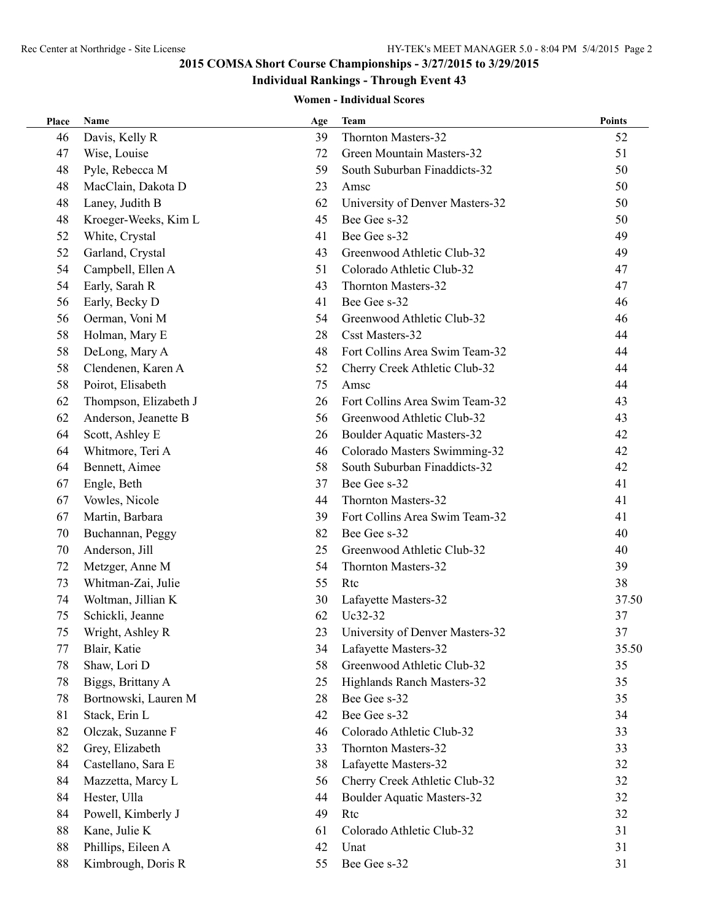## 2015 COMSA Short Course Championships - 3/27/2015 to 3/29/2015

### Individual Rankings - Through Event 43

#### Women - Individual Scores

| Place | Name | Age | Team | Points |
|---|---|---|---|---|
| 46 | Davis, Kelly R | 39 | Thornton Masters-32 | 52 |
| 47 | Wise, Louise | 72 | Green Mountain Masters-32 | 51 |
| 48 | Pyle, Rebecca M | 59 | South Suburban Finaddicts-32 | 50 |
| 48 | MacClain, Dakota D | 23 | Amsc | 50 |
| 48 | Laney, Judith B | 62 | University of Denver Masters-32 | 50 |
| 48 | Kroeger-Weeks, Kim L | 45 | Bee Gee s-32 | 50 |
| 52 | White, Crystal | 41 | Bee Gee s-32 | 49 |
| 52 | Garland, Crystal | 43 | Greenwood Athletic Club-32 | 49 |
| 54 | Campbell, Ellen A | 51 | Colorado Athletic Club-32 | 47 |
| 54 | Early, Sarah R | 43 | Thornton Masters-32 | 47 |
| 56 | Early, Becky D | 41 | Bee Gee s-32 | 46 |
| 56 | Oerman, Voni M | 54 | Greenwood Athletic Club-32 | 46 |
| 58 | Holman, Mary E | 28 | Csst Masters-32 | 44 |
| 58 | DeLong, Mary A | 48 | Fort Collins Area Swim Team-32 | 44 |
| 58 | Clendenen, Karen A | 52 | Cherry Creek Athletic Club-32 | 44 |
| 58 | Poirot, Elisabeth | 75 | Amsc | 44 |
| 62 | Thompson, Elizabeth J | 26 | Fort Collins Area Swim Team-32 | 43 |
| 62 | Anderson, Jeanette B | 56 | Greenwood Athletic Club-32 | 43 |
| 64 | Scott, Ashley E | 26 | Boulder Aquatic Masters-32 | 42 |
| 64 | Whitmore, Teri A | 46 | Colorado Masters Swimming-32 | 42 |
| 64 | Bennett, Aimee | 58 | South Suburban Finaddicts-32 | 42 |
| 67 | Engle, Beth | 37 | Bee Gee s-32 | 41 |
| 67 | Vowles, Nicole | 44 | Thornton Masters-32 | 41 |
| 67 | Martin, Barbara | 39 | Fort Collins Area Swim Team-32 | 41 |
| 70 | Buchannan, Peggy | 82 | Bee Gee s-32 | 40 |
| 70 | Anderson, Jill | 25 | Greenwood Athletic Club-32 | 40 |
| 72 | Metzger, Anne M | 54 | Thornton Masters-32 | 39 |
| 73 | Whitman-Zai, Julie | 55 | Rtc | 38 |
| 74 | Woltman, Jillian K | 30 | Lafayette Masters-32 | 37.50 |
| 75 | Schickli, Jeanne | 62 | Uc32-32 | 37 |
| 75 | Wright, Ashley R | 23 | University of Denver Masters-32 | 37 |
| 77 | Blair, Katie | 34 | Lafayette Masters-32 | 35.50 |
| 78 | Shaw, Lori D | 58 | Greenwood Athletic Club-32 | 35 |
| 78 | Biggs, Brittany A | 25 | Highlands Ranch Masters-32 | 35 |
| 78 | Bortnowski, Lauren M | 28 | Bee Gee s-32 | 35 |
| 81 | Stack, Erin L | 42 | Bee Gee s-32 | 34 |
| 82 | Olczak, Suzanne F | 46 | Colorado Athletic Club-32 | 33 |
| 82 | Grey, Elizabeth | 33 | Thornton Masters-32 | 33 |
| 84 | Castellano, Sara E | 38 | Lafayette Masters-32 | 32 |
| 84 | Mazzetta, Marcy L | 56 | Cherry Creek Athletic Club-32 | 32 |
| 84 | Hester, Ulla | 44 | Boulder Aquatic Masters-32 | 32 |
| 84 | Powell, Kimberly J | 49 | Rtc | 32 |
| 88 | Kane, Julie K | 61 | Colorado Athletic Club-32 | 31 |
| 88 | Phillips, Eileen A | 42 | Unat | 31 |
| 88 | Kimbrough, Doris R | 55 | Bee Gee s-32 | 31 |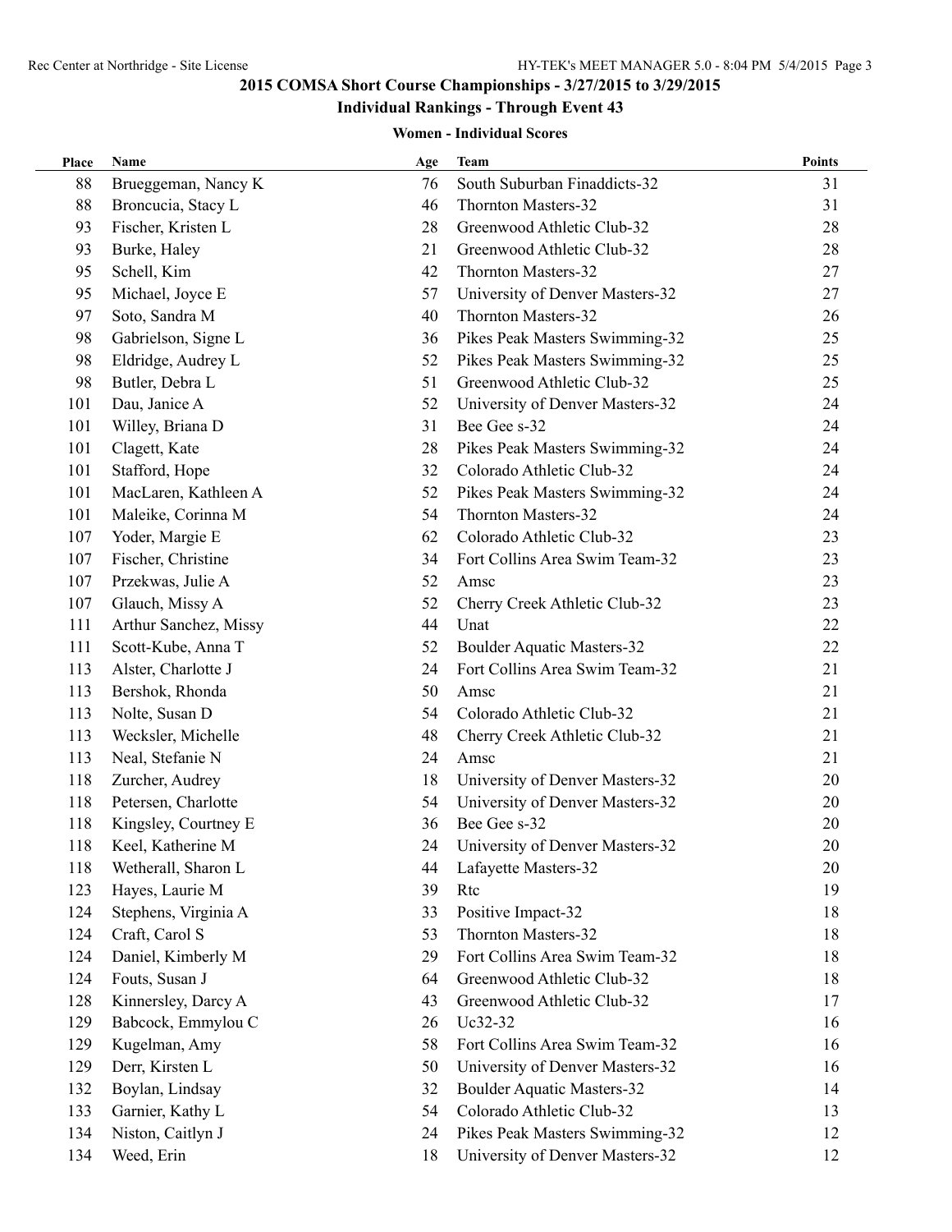## 2015 COMSA Short Course Championships - 3/27/2015 to 3/29/2015

### Individual Rankings - Through Event 43

#### Women - Individual Scores

| Place | Name | Age | Team | Points |
|---|---|---|---|---|
| 88 | Brueggeman, Nancy K | 76 | South Suburban Finaddicts-32 | 31 |
| 88 | Broncucia, Stacy L | 46 | Thornton Masters-32 | 31 |
| 93 | Fischer, Kristen L | 28 | Greenwood Athletic Club-32 | 28 |
| 93 | Burke, Haley | 21 | Greenwood Athletic Club-32 | 28 |
| 95 | Schell, Kim | 42 | Thornton Masters-32 | 27 |
| 95 | Michael, Joyce E | 57 | University of Denver Masters-32 | 27 |
| 97 | Soto, Sandra M | 40 | Thornton Masters-32 | 26 |
| 98 | Gabrielson, Signe L | 36 | Pikes Peak Masters Swimming-32 | 25 |
| 98 | Eldridge, Audrey L | 52 | Pikes Peak Masters Swimming-32 | 25 |
| 98 | Butler, Debra L | 51 | Greenwood Athletic Club-32 | 25 |
| 101 | Dau, Janice A | 52 | University of Denver Masters-32 | 24 |
| 101 | Willey, Briana D | 31 | Bee Gee s-32 | 24 |
| 101 | Clagett, Kate | 28 | Pikes Peak Masters Swimming-32 | 24 |
| 101 | Stafford, Hope | 32 | Colorado Athletic Club-32 | 24 |
| 101 | MacLaren, Kathleen A | 52 | Pikes Peak Masters Swimming-32 | 24 |
| 101 | Maleike, Corinna M | 54 | Thornton Masters-32 | 24 |
| 107 | Yoder, Margie E | 62 | Colorado Athletic Club-32 | 23 |
| 107 | Fischer, Christine | 34 | Fort Collins Area Swim Team-32 | 23 |
| 107 | Przekwas, Julie A | 52 | Amsc | 23 |
| 107 | Glauch, Missy A | 52 | Cherry Creek Athletic Club-32 | 23 |
| 111 | Arthur Sanchez, Missy | 44 | Unat | 22 |
| 111 | Scott-Kube, Anna T | 52 | Boulder Aquatic Masters-32 | 22 |
| 113 | Alster, Charlotte J | 24 | Fort Collins Area Swim Team-32 | 21 |
| 113 | Bershok, Rhonda | 50 | Amsc | 21 |
| 113 | Nolte, Susan D | 54 | Colorado Athletic Club-32 | 21 |
| 113 | Wecksler, Michelle | 48 | Cherry Creek Athletic Club-32 | 21 |
| 113 | Neal, Stefanie N | 24 | Amsc | 21 |
| 118 | Zurcher, Audrey | 18 | University of Denver Masters-32 | 20 |
| 118 | Petersen, Charlotte | 54 | University of Denver Masters-32 | 20 |
| 118 | Kingsley, Courtney E | 36 | Bee Gee s-32 | 20 |
| 118 | Keel, Katherine M | 24 | University of Denver Masters-32 | 20 |
| 118 | Wetherall, Sharon L | 44 | Lafayette Masters-32 | 20 |
| 123 | Hayes, Laurie M | 39 | Rtc | 19 |
| 124 | Stephens, Virginia A | 33 | Positive Impact-32 | 18 |
| 124 | Craft, Carol S | 53 | Thornton Masters-32 | 18 |
| 124 | Daniel, Kimberly M | 29 | Fort Collins Area Swim Team-32 | 18 |
| 124 | Fouts, Susan J | 64 | Greenwood Athletic Club-32 | 18 |
| 128 | Kinnersley, Darcy A | 43 | Greenwood Athletic Club-32 | 17 |
| 129 | Babcock, Emmylou C | 26 | Uc32-32 | 16 |
| 129 | Kugelman, Amy | 58 | Fort Collins Area Swim Team-32 | 16 |
| 129 | Derr, Kirsten L | 50 | University of Denver Masters-32 | 16 |
| 132 | Boylan, Lindsay | 32 | Boulder Aquatic Masters-32 | 14 |
| 133 | Garnier, Kathy L | 54 | Colorado Athletic Club-32 | 13 |
| 134 | Niston, Caitlyn J | 24 | Pikes Peak Masters Swimming-32 | 12 |
| 134 | Weed, Erin | 18 | University of Denver Masters-32 | 12 |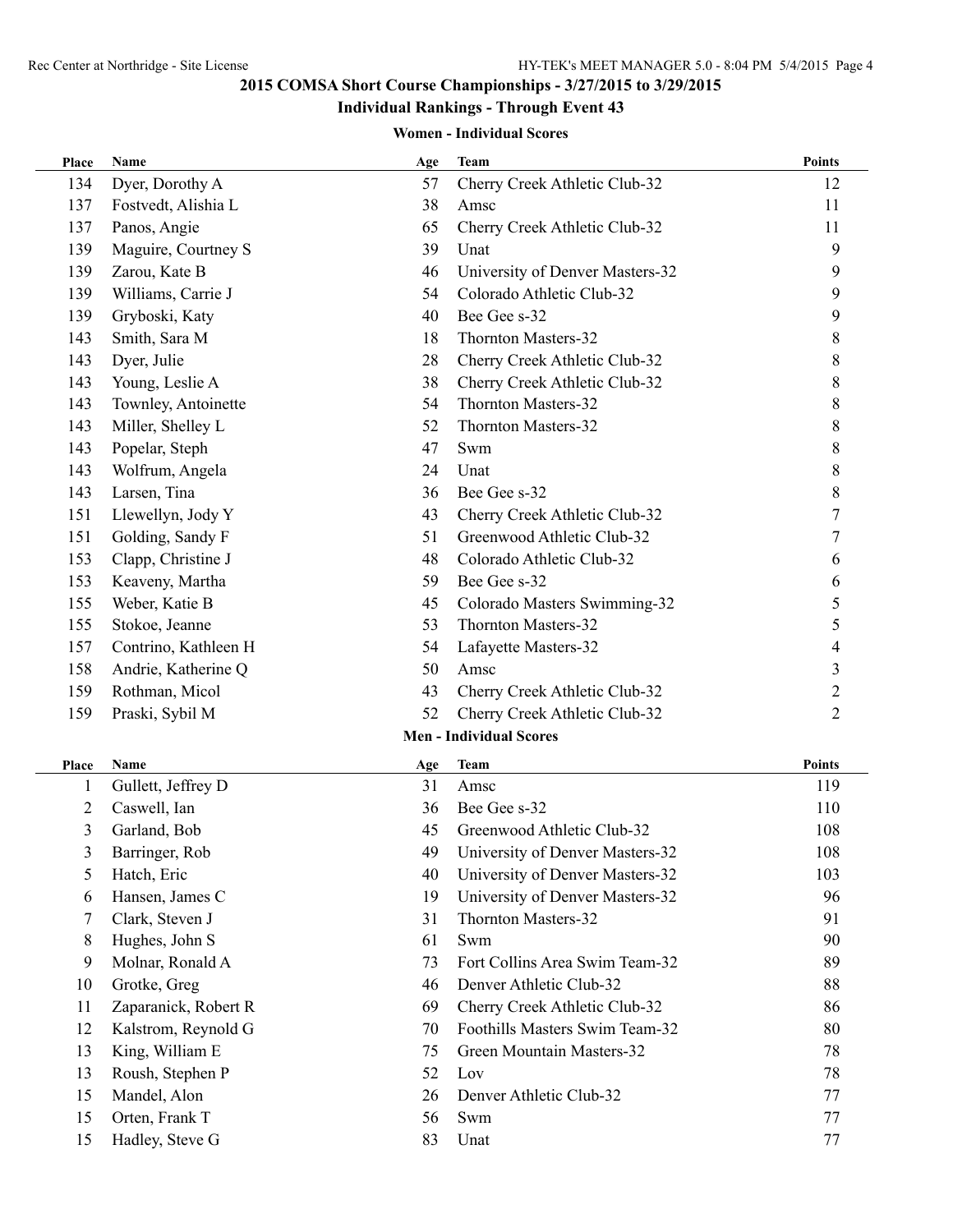## 2015 COMSA Short Course Championships - 3/27/2015 to 3/29/2015

### Individual Rankings - Through Event 43

#### Women - Individual Scores

| Place | Name | Age | Team | Points |
|---|---|---|---|---|
| 134 | Dyer, Dorothy A | 57 | Cherry Creek Athletic Club-32 | 12 |
| 137 | Fostvedt, Alishia L | 38 | Amsc | 11 |
| 137 | Panos, Angie | 65 | Cherry Creek Athletic Club-32 | 11 |
| 139 | Maguire, Courtney S | 39 | Unat | 9 |
| 139 | Zarou, Kate B | 46 | University of Denver Masters-32 | 9 |
| 139 | Williams, Carrie J | 54 | Colorado Athletic Club-32 | 9 |
| 139 | Gryboski, Katy | 40 | Bee Gee s-32 | 9 |
| 143 | Smith, Sara M | 18 | Thornton Masters-32 | 8 |
| 143 | Dyer, Julie | 28 | Cherry Creek Athletic Club-32 | 8 |
| 143 | Young, Leslie A | 38 | Cherry Creek Athletic Club-32 | 8 |
| 143 | Townley, Antoinette | 54 | Thornton Masters-32 | 8 |
| 143 | Miller, Shelley L | 52 | Thornton Masters-32 | 8 |
| 143 | Popelar, Steph | 47 | Swm | 8 |
| 143 | Wolfrum, Angela | 24 | Unat | 8 |
| 143 | Larsen, Tina | 36 | Bee Gee s-32 | 8 |
| 151 | Llewellyn, Jody Y | 43 | Cherry Creek Athletic Club-32 | 7 |
| 151 | Golding, Sandy F | 51 | Greenwood Athletic Club-32 | 7 |
| 153 | Clapp, Christine J | 48 | Colorado Athletic Club-32 | 6 |
| 153 | Keaveny, Martha | 59 | Bee Gee s-32 | 6 |
| 155 | Weber, Katie B | 45 | Colorado Masters Swimming-32 | 5 |
| 155 | Stokoe, Jeanne | 53 | Thornton Masters-32 | 5 |
| 157 | Contrino, Kathleen H | 54 | Lafayette Masters-32 | 4 |
| 158 | Andrie, Katherine Q | 50 | Amsc | 3 |
| 159 | Rothman, Micol | 43 | Cherry Creek Athletic Club-32 | 2 |
| 159 | Praski, Sybil M | 52 | Cherry Creek Athletic Club-32 | 2 |

#### Men - Individual Scores

| Place | Name | Age | Team | Points |
|---|---|---|---|---|
| 1 | Gullett, Jeffrey D | 31 | Amsc | 119 |
| 2 | Caswell, Ian | 36 | Bee Gee s-32 | 110 |
| 3 | Garland, Bob | 45 | Greenwood Athletic Club-32 | 108 |
| 3 | Barringer, Rob | 49 | University of Denver Masters-32 | 108 |
| 5 | Hatch, Eric | 40 | University of Denver Masters-32 | 103 |
| 6 | Hansen, James C | 19 | University of Denver Masters-32 | 96 |
| 7 | Clark, Steven J | 31 | Thornton Masters-32 | 91 |
| 8 | Hughes, John S | 61 | Swm | 90 |
| 9 | Molnar, Ronald A | 73 | Fort Collins Area Swim Team-32 | 89 |
| 10 | Grotke, Greg | 46 | Denver Athletic Club-32 | 88 |
| 11 | Zaparanick, Robert R | 69 | Cherry Creek Athletic Club-32 | 86 |
| 12 | Kalstrom, Reynold G | 70 | Foothills Masters Swim Team-32 | 80 |
| 13 | King, William E | 75 | Green Mountain Masters-32 | 78 |
| 13 | Roush, Stephen P | 52 | Lov | 78 |
| 15 | Mandel, Alon | 26 | Denver Athletic Club-32 | 77 |
| 15 | Orten, Frank T | 56 | Swm | 77 |
| 15 | Hadley, Steve G | 83 | Unat | 77 |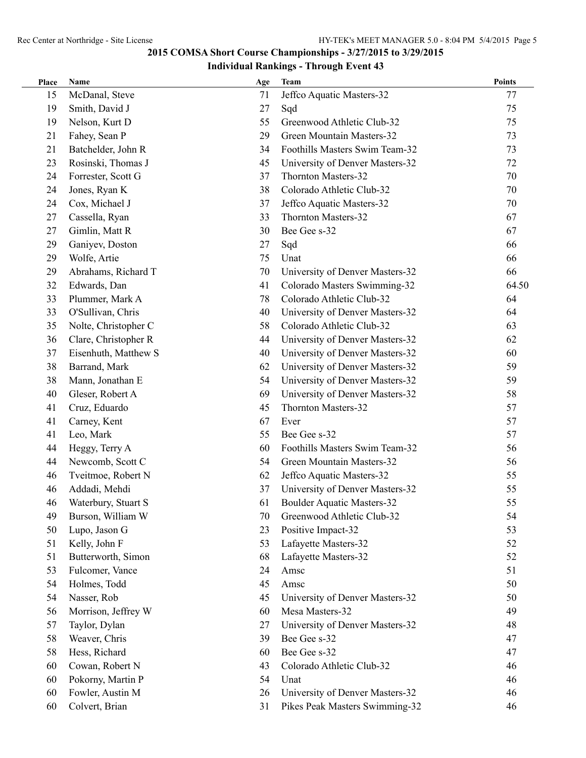## 2015 COMSA Short Course Championships - 3/27/2015 to 3/29/2015

### Individual Rankings - Through Event 43

| Place | Name | Age | Team | Points |
|---|---|---|---|---|
| 15 | McDanal, Steve | 71 | Jeffco Aquatic Masters-32 | 77 |
| 19 | Smith, David J | 27 | Sqd | 75 |
| 19 | Nelson, Kurt D | 55 | Greenwood Athletic Club-32 | 75 |
| 21 | Fahey, Sean P | 29 | Green Mountain Masters-32 | 73 |
| 21 | Batchelder, John R | 34 | Foothills Masters Swim Team-32 | 73 |
| 23 | Rosinski, Thomas J | 45 | University of Denver Masters-32 | 72 |
| 24 | Forrester, Scott G | 37 | Thornton Masters-32 | 70 |
| 24 | Jones, Ryan K | 38 | Colorado Athletic Club-32 | 70 |
| 24 | Cox, Michael J | 37 | Jeffco Aquatic Masters-32 | 70 |
| 27 | Cassella, Ryan | 33 | Thornton Masters-32 | 67 |
| 27 | Gimlin, Matt R | 30 | Bee Gee s-32 | 67 |
| 29 | Ganiyev, Doston | 27 | Sqd | 66 |
| 29 | Wolfe, Artie | 75 | Unat | 66 |
| 29 | Abrahams, Richard T | 70 | University of Denver Masters-32 | 66 |
| 32 | Edwards, Dan | 41 | Colorado Masters Swimming-32 | 64.50 |
| 33 | Plummer, Mark A | 78 | Colorado Athletic Club-32 | 64 |
| 33 | O'Sullivan, Chris | 40 | University of Denver Masters-32 | 64 |
| 35 | Nolte, Christopher C | 58 | Colorado Athletic Club-32 | 63 |
| 36 | Clare, Christopher R | 44 | University of Denver Masters-32 | 62 |
| 37 | Eisenhuth, Matthew S | 40 | University of Denver Masters-32 | 60 |
| 38 | Barrand, Mark | 62 | University of Denver Masters-32 | 59 |
| 38 | Mann, Jonathan E | 54 | University of Denver Masters-32 | 59 |
| 40 | Gleser, Robert A | 69 | University of Denver Masters-32 | 58 |
| 41 | Cruz, Eduardo | 45 | Thornton Masters-32 | 57 |
| 41 | Carney, Kent | 67 | Ever | 57 |
| 41 | Leo, Mark | 55 | Bee Gee s-32 | 57 |
| 44 | Heggy, Terry A | 60 | Foothills Masters Swim Team-32 | 56 |
| 44 | Newcomb, Scott C | 54 | Green Mountain Masters-32 | 56 |
| 46 | Tveitmoe, Robert N | 62 | Jeffco Aquatic Masters-32 | 55 |
| 46 | Addadi, Mehdi | 37 | University of Denver Masters-32 | 55 |
| 46 | Waterbury, Stuart S | 61 | Boulder Aquatic Masters-32 | 55 |
| 49 | Burson, William W | 70 | Greenwood Athletic Club-32 | 54 |
| 50 | Lupo, Jason G | 23 | Positive Impact-32 | 53 |
| 51 | Kelly, John F | 53 | Lafayette Masters-32 | 52 |
| 51 | Butterworth, Simon | 68 | Lafayette Masters-32 | 52 |
| 53 | Fulcomer, Vance | 24 | Amsc | 51 |
| 54 | Holmes, Todd | 45 | Amsc | 50 |
| 54 | Nasser, Rob | 45 | University of Denver Masters-32 | 50 |
| 56 | Morrison, Jeffrey W | 60 | Mesa Masters-32 | 49 |
| 57 | Taylor, Dylan | 27 | University of Denver Masters-32 | 48 |
| 58 | Weaver, Chris | 39 | Bee Gee s-32 | 47 |
| 58 | Hess, Richard | 60 | Bee Gee s-32 | 47 |
| 60 | Cowan, Robert N | 43 | Colorado Athletic Club-32 | 46 |
| 60 | Pokorny, Martin P | 54 | Unat | 46 |
| 60 | Fowler, Austin M | 26 | University of Denver Masters-32 | 46 |
| 60 | Colvert, Brian | 31 | Pikes Peak Masters Swimming-32 | 46 |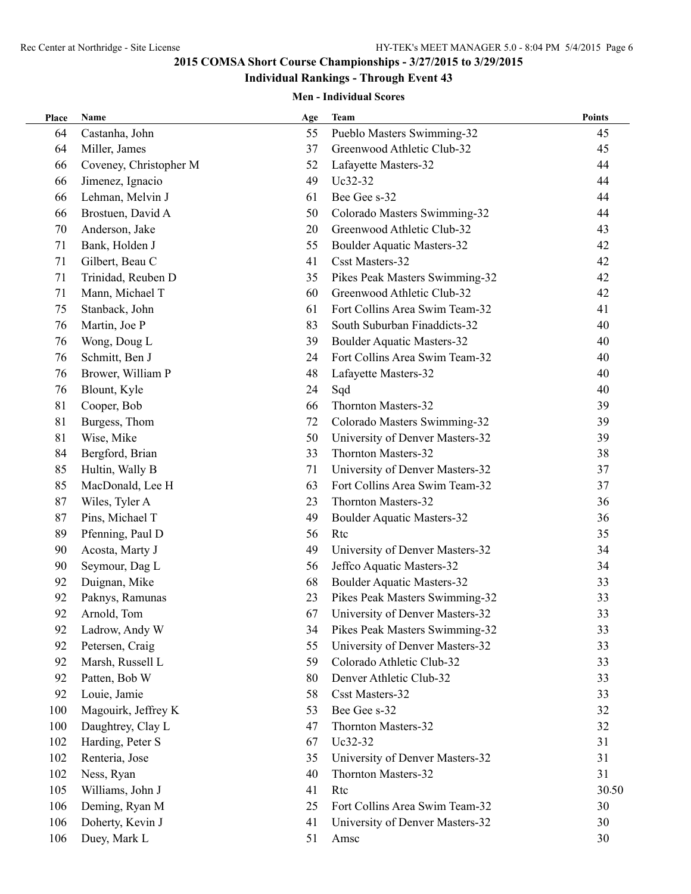## 2015 COMSA Short Course Championships - 3/27/2015 to 3/29/2015

### Individual Rankings - Through Event 43

#### Men - Individual Scores

| Place | Name | Age | Team | Points |
|---|---|---|---|---|
| 64 | Castanha, John | 55 | Pueblo Masters Swimming-32 | 45 |
| 64 | Miller, James | 37 | Greenwood Athletic Club-32 | 45 |
| 66 | Coveney, Christopher M | 52 | Lafayette Masters-32 | 44 |
| 66 | Jimenez, Ignacio | 49 | Uc32-32 | 44 |
| 66 | Lehman, Melvin J | 61 | Bee Gee s-32 | 44 |
| 66 | Brostuen, David A | 50 | Colorado Masters Swimming-32 | 44 |
| 70 | Anderson, Jake | 20 | Greenwood Athletic Club-32 | 43 |
| 71 | Bank, Holden J | 55 | Boulder Aquatic Masters-32 | 42 |
| 71 | Gilbert, Beau C | 41 | Csst Masters-32 | 42 |
| 71 | Trinidad, Reuben D | 35 | Pikes Peak Masters Swimming-32 | 42 |
| 71 | Mann, Michael T | 60 | Greenwood Athletic Club-32 | 42 |
| 75 | Stanback, John | 61 | Fort Collins Area Swim Team-32 | 41 |
| 76 | Martin, Joe P | 83 | South Suburban Finaddicts-32 | 40 |
| 76 | Wong, Doug L | 39 | Boulder Aquatic Masters-32 | 40 |
| 76 | Schmitt, Ben J | 24 | Fort Collins Area Swim Team-32 | 40 |
| 76 | Brower, William P | 48 | Lafayette Masters-32 | 40 |
| 76 | Blount, Kyle | 24 | Sqd | 40 |
| 81 | Cooper, Bob | 66 | Thornton Masters-32 | 39 |
| 81 | Burgess, Thom | 72 | Colorado Masters Swimming-32 | 39 |
| 81 | Wise, Mike | 50 | University of Denver Masters-32 | 39 |
| 84 | Bergford, Brian | 33 | Thornton Masters-32 | 38 |
| 85 | Hultin, Wally B | 71 | University of Denver Masters-32 | 37 |
| 85 | MacDonald, Lee H | 63 | Fort Collins Area Swim Team-32 | 37 |
| 87 | Wiles, Tyler A | 23 | Thornton Masters-32 | 36 |
| 87 | Pins, Michael T | 49 | Boulder Aquatic Masters-32 | 36 |
| 89 | Pfenning, Paul D | 56 | Rtc | 35 |
| 90 | Acosta, Marty J | 49 | University of Denver Masters-32 | 34 |
| 90 | Seymour, Dag L | 56 | Jeffco Aquatic Masters-32 | 34 |
| 92 | Duignan, Mike | 68 | Boulder Aquatic Masters-32 | 33 |
| 92 | Paknys, Ramunas | 23 | Pikes Peak Masters Swimming-32 | 33 |
| 92 | Arnold, Tom | 67 | University of Denver Masters-32 | 33 |
| 92 | Ladrow, Andy W | 34 | Pikes Peak Masters Swimming-32 | 33 |
| 92 | Petersen, Craig | 55 | University of Denver Masters-32 | 33 |
| 92 | Marsh, Russell L | 59 | Colorado Athletic Club-32 | 33 |
| 92 | Patten, Bob W | 80 | Denver Athletic Club-32 | 33 |
| 92 | Louie, Jamie | 58 | Csst Masters-32 | 33 |
| 100 | Magouirk, Jeffrey K | 53 | Bee Gee s-32 | 32 |
| 100 | Daughtrey, Clay L | 47 | Thornton Masters-32 | 32 |
| 102 | Harding, Peter S | 67 | Uc32-32 | 31 |
| 102 | Renteria, Jose | 35 | University of Denver Masters-32 | 31 |
| 102 | Ness, Ryan | 40 | Thornton Masters-32 | 31 |
| 105 | Williams, John J | 41 | Rtc | 30.50 |
| 106 | Deming, Ryan M | 25 | Fort Collins Area Swim Team-32 | 30 |
| 106 | Doherty, Kevin J | 41 | University of Denver Masters-32 | 30 |
| 106 | Duey, Mark L | 51 | Amsc | 30 |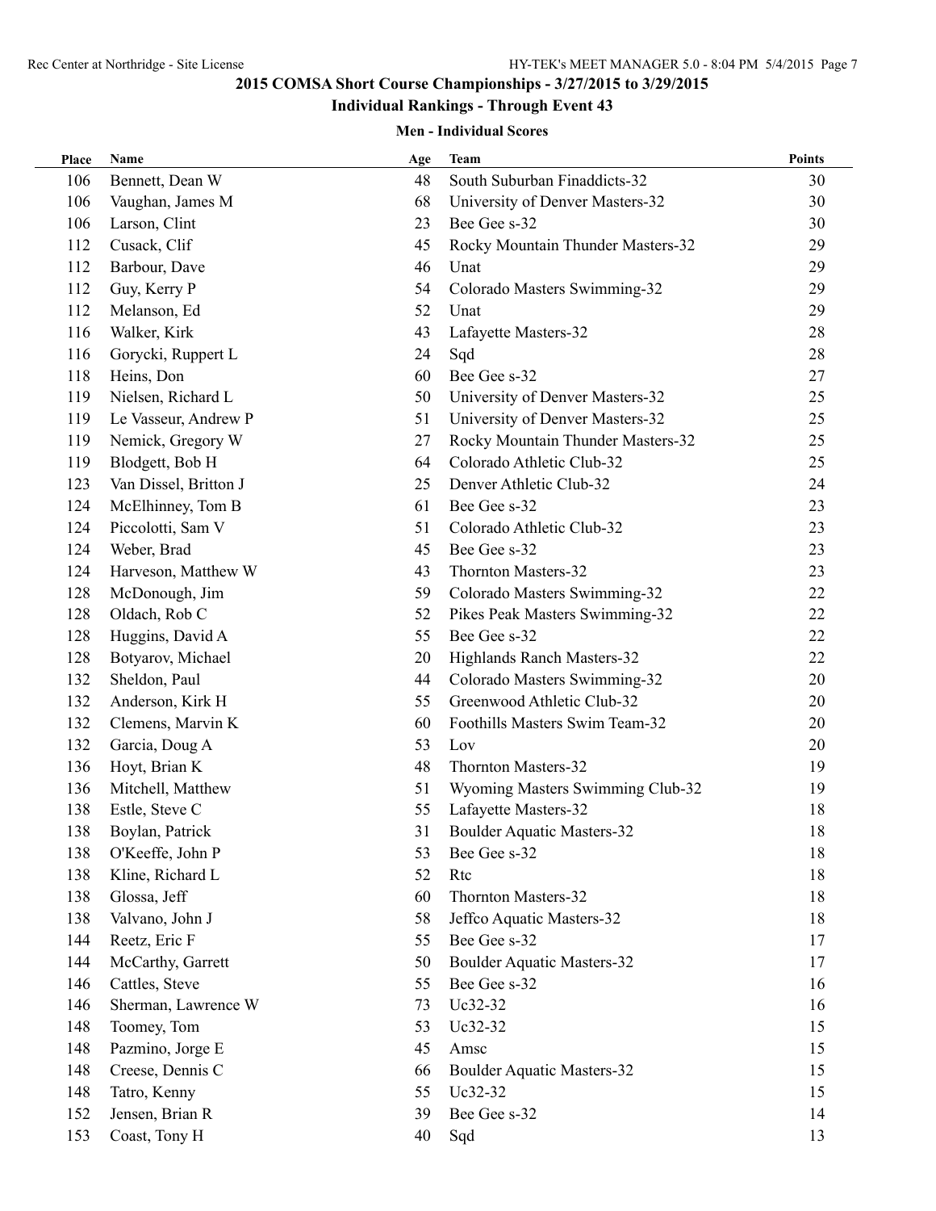## 2015 COMSA Short Course Championships - 3/27/2015 to 3/29/2015

### Individual Rankings - Through Event 43

#### Men - Individual Scores

| Place | Name | Age | Team | Points |
|---|---|---|---|---|
| 106 | Bennett, Dean W | 48 | South Suburban Finaddicts-32 | 30 |
| 106 | Vaughan, James M | 68 | University of Denver Masters-32 | 30 |
| 106 | Larson, Clint | 23 | Bee Gee s-32 | 30 |
| 112 | Cusack, Clif | 45 | Rocky Mountain Thunder Masters-32 | 29 |
| 112 | Barbour, Dave | 46 | Unat | 29 |
| 112 | Guy, Kerry P | 54 | Colorado Masters Swimming-32 | 29 |
| 112 | Melanson, Ed | 52 | Unat | 29 |
| 116 | Walker, Kirk | 43 | Lafayette Masters-32 | 28 |
| 116 | Gorycki, Ruppert L | 24 | Sqd | 28 |
| 118 | Heins, Don | 60 | Bee Gee s-32 | 27 |
| 119 | Nielsen, Richard L | 50 | University of Denver Masters-32 | 25 |
| 119 | Le Vasseur, Andrew P | 51 | University of Denver Masters-32 | 25 |
| 119 | Nemick, Gregory W | 27 | Rocky Mountain Thunder Masters-32 | 25 |
| 119 | Blodgett, Bob H | 64 | Colorado Athletic Club-32 | 25 |
| 123 | Van Dissel, Britton J | 25 | Denver Athletic Club-32 | 24 |
| 124 | McElhinney, Tom B | 61 | Bee Gee s-32 | 23 |
| 124 | Piccolotti, Sam V | 51 | Colorado Athletic Club-32 | 23 |
| 124 | Weber, Brad | 45 | Bee Gee s-32 | 23 |
| 124 | Harveson, Matthew W | 43 | Thornton Masters-32 | 23 |
| 128 | McDonough, Jim | 59 | Colorado Masters Swimming-32 | 22 |
| 128 | Oldach, Rob C | 52 | Pikes Peak Masters Swimming-32 | 22 |
| 128 | Huggins, David A | 55 | Bee Gee s-32 | 22 |
| 128 | Botyarov, Michael | 20 | Highlands Ranch Masters-32 | 22 |
| 132 | Sheldon, Paul | 44 | Colorado Masters Swimming-32 | 20 |
| 132 | Anderson, Kirk H | 55 | Greenwood Athletic Club-32 | 20 |
| 132 | Clemens, Marvin K | 60 | Foothills Masters Swim Team-32 | 20 |
| 132 | Garcia, Doug A | 53 | Lov | 20 |
| 136 | Hoyt, Brian K | 48 | Thornton Masters-32 | 19 |
| 136 | Mitchell, Matthew | 51 | Wyoming Masters Swimming Club-32 | 19 |
| 138 | Estle, Steve C | 55 | Lafayette Masters-32 | 18 |
| 138 | Boylan, Patrick | 31 | Boulder Aquatic Masters-32 | 18 |
| 138 | O'Keeffe, John P | 53 | Bee Gee s-32 | 18 |
| 138 | Kline, Richard L | 52 | Rtc | 18 |
| 138 | Glossa, Jeff | 60 | Thornton Masters-32 | 18 |
| 138 | Valvano, John J | 58 | Jeffco Aquatic Masters-32 | 18 |
| 144 | Reetz, Eric F | 55 | Bee Gee s-32 | 17 |
| 144 | McCarthy, Garrett | 50 | Boulder Aquatic Masters-32 | 17 |
| 146 | Cattles, Steve | 55 | Bee Gee s-32 | 16 |
| 146 | Sherman, Lawrence W | 73 | Uc32-32 | 16 |
| 148 | Toomey, Tom | 53 | Uc32-32 | 15 |
| 148 | Pazmino, Jorge E | 45 | Amsc | 15 |
| 148 | Creese, Dennis C | 66 | Boulder Aquatic Masters-32 | 15 |
| 148 | Tatro, Kenny | 55 | Uc32-32 | 15 |
| 152 | Jensen, Brian R | 39 | Bee Gee s-32 | 14 |
| 153 | Coast, Tony H | 40 | Sqd | 13 |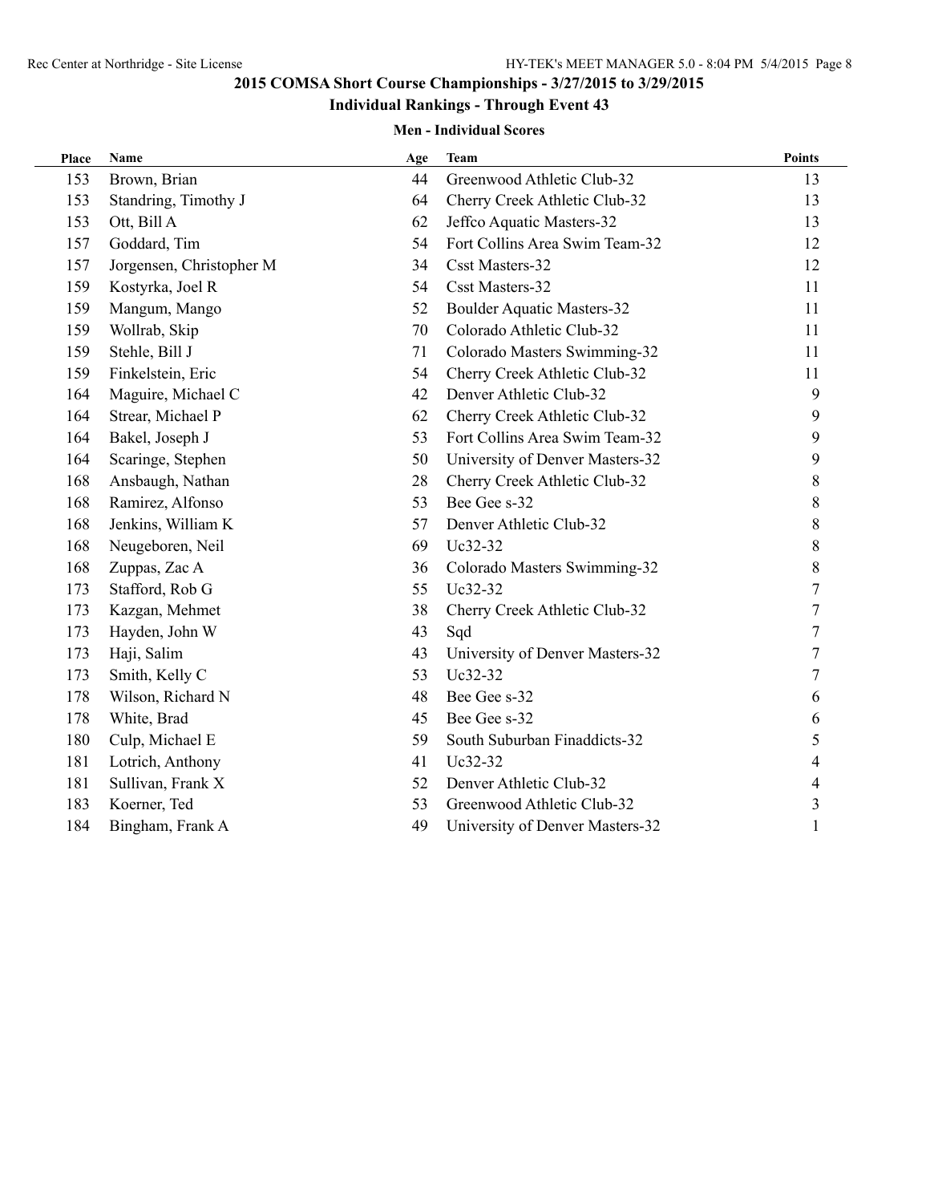## 2015 COMSA Short Course Championships - 3/27/2015 to 3/29/2015

### Individual Rankings - Through Event 43

#### Men - Individual Scores

| Place | Name | Age | Team | Points |
| --- | --- | --- | --- | --- |
| 153 | Brown, Brian | 44 | Greenwood Athletic Club-32 | 13 |
| 153 | Standring, Timothy J | 64 | Cherry Creek Athletic Club-32 | 13 |
| 153 | Ott, Bill A | 62 | Jeffco Aquatic Masters-32 | 13 |
| 157 | Goddard, Tim | 54 | Fort Collins Area Swim Team-32 | 12 |
| 157 | Jorgensen, Christopher M | 34 | Csst Masters-32 | 12 |
| 159 | Kostyrka, Joel R | 54 | Csst Masters-32 | 11 |
| 159 | Mangum, Mango | 52 | Boulder Aquatic Masters-32 | 11 |
| 159 | Wollrab, Skip | 70 | Colorado Athletic Club-32 | 11 |
| 159 | Stehle, Bill J | 71 | Colorado Masters Swimming-32 | 11 |
| 159 | Finkelstein, Eric | 54 | Cherry Creek Athletic Club-32 | 11 |
| 164 | Maguire, Michael C | 42 | Denver Athletic Club-32 | 9 |
| 164 | Strear, Michael P | 62 | Cherry Creek Athletic Club-32 | 9 |
| 164 | Bakel, Joseph J | 53 | Fort Collins Area Swim Team-32 | 9 |
| 164 | Scaringe, Stephen | 50 | University of Denver Masters-32 | 9 |
| 168 | Ansbaugh, Nathan | 28 | Cherry Creek Athletic Club-32 | 8 |
| 168 | Ramirez, Alfonso | 53 | Bee Gee s-32 | 8 |
| 168 | Jenkins, William K | 57 | Denver Athletic Club-32 | 8 |
| 168 | Neugeboren, Neil | 69 | Uc32-32 | 8 |
| 168 | Zuppas, Zac A | 36 | Colorado Masters Swimming-32 | 8 |
| 173 | Stafford, Rob G | 55 | Uc32-32 | 7 |
| 173 | Kazgan, Mehmet | 38 | Cherry Creek Athletic Club-32 | 7 |
| 173 | Hayden, John W | 43 | Sqd | 7 |
| 173 | Haji, Salim | 43 | University of Denver Masters-32 | 7 |
| 173 | Smith, Kelly C | 53 | Uc32-32 | 7 |
| 178 | Wilson, Richard N | 48 | Bee Gee s-32 | 6 |
| 178 | White, Brad | 45 | Bee Gee s-32 | 6 |
| 180 | Culp, Michael E | 59 | South Suburban Finaddicts-32 | 5 |
| 181 | Lotrich, Anthony | 41 | Uc32-32 | 4 |
| 181 | Sullivan, Frank X | 52 | Denver Athletic Club-32 | 4 |
| 183 | Koerner, Ted | 53 | Greenwood Athletic Club-32 | 3 |
| 184 | Bingham, Frank A | 49 | University of Denver Masters-32 | 1 |